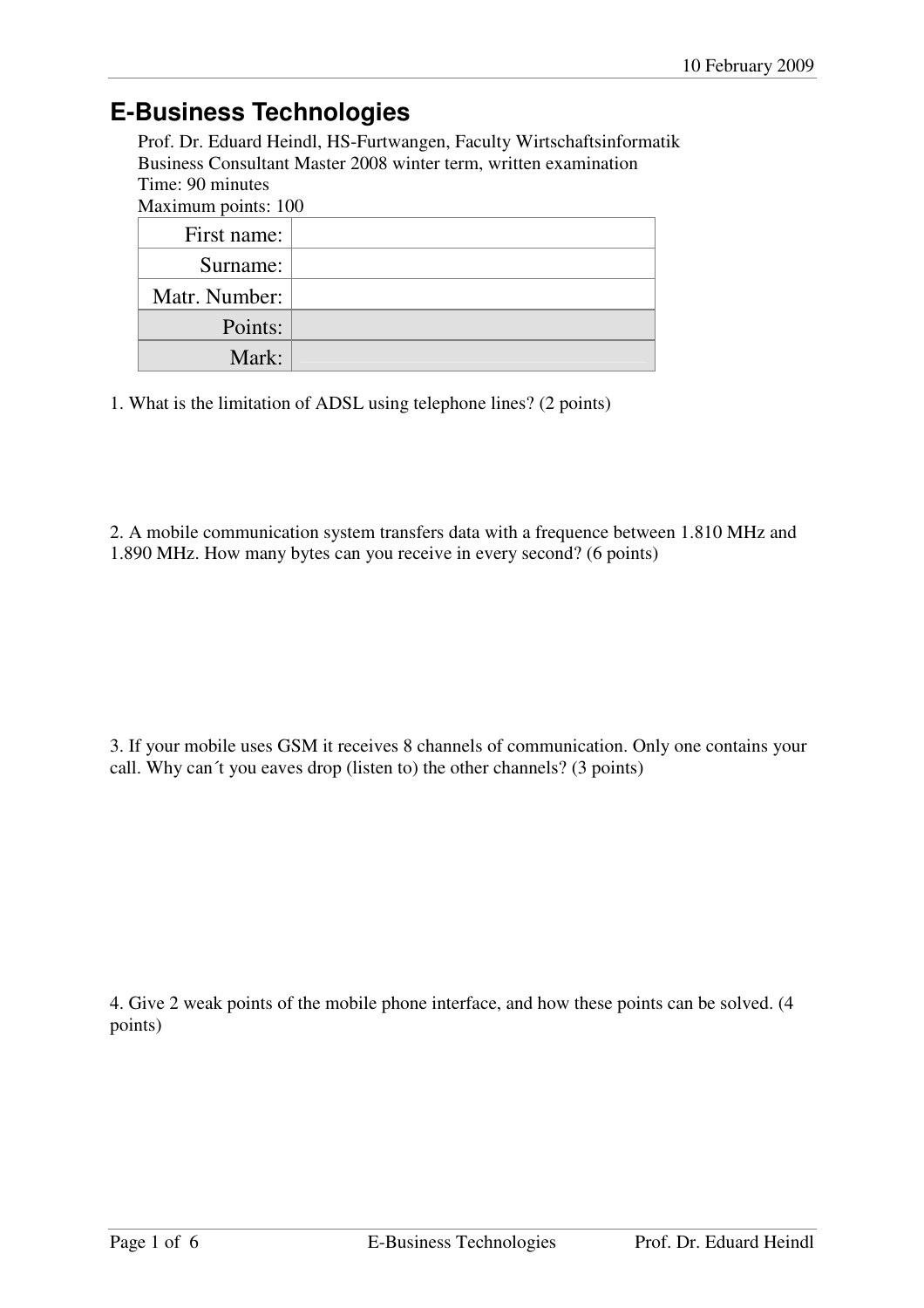# E-Business Technologies

Prof. Dr. Eduard Heindl, HS-Furtwangen, Faculty Wirtschaftsinformatik
Business Consultant Master 2008 winter term, written examination
Time: 90 minutes
Maximum points: 100

| | |
|---:|---|
| First name: | |
| Surname: | |
| Matr. Number: | |
| Points: | |
| Mark: | |

1. What is the limitation of ADSL using telephone lines? (2 points)

2. A mobile communication system transfers data with a frequence between 1.810 MHz and 1.890 MHz. How many bytes can you receive in every second? (6 points)

3. If your mobile uses GSM it receives 8 channels of communication. Only one contains your call. Why can´t you eaves drop (listen to) the other channels? (3 points)

4. Give 2 weak points of the mobile phone interface, and how these points can be solved. (4 points)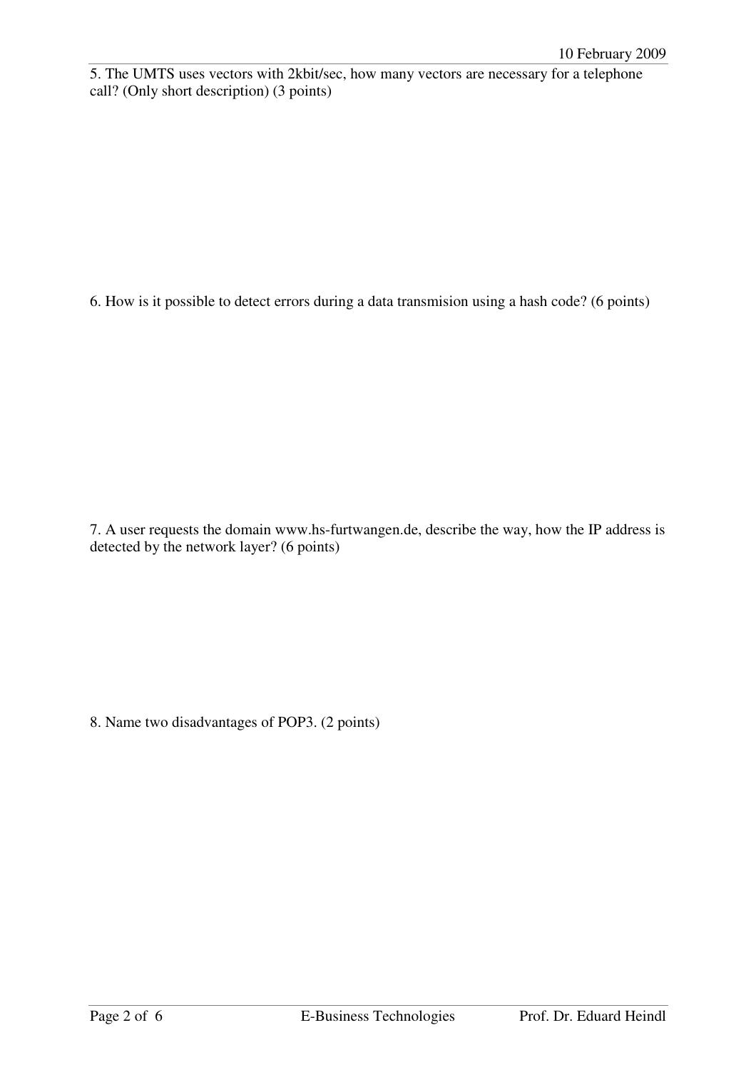5. The UMTS uses vectors with 2kbit/sec, how many vectors are necessary for a telephone call? (Only short description) (3 points)

6. How is it possible to detect errors during a data transmision using a hash code? (6 points)

7. A user requests the domain www.hs-furtwangen.de, describe the way, how the IP address is detected by the network layer? (6 points)

8. Name two disadvantages of POP3. (2 points)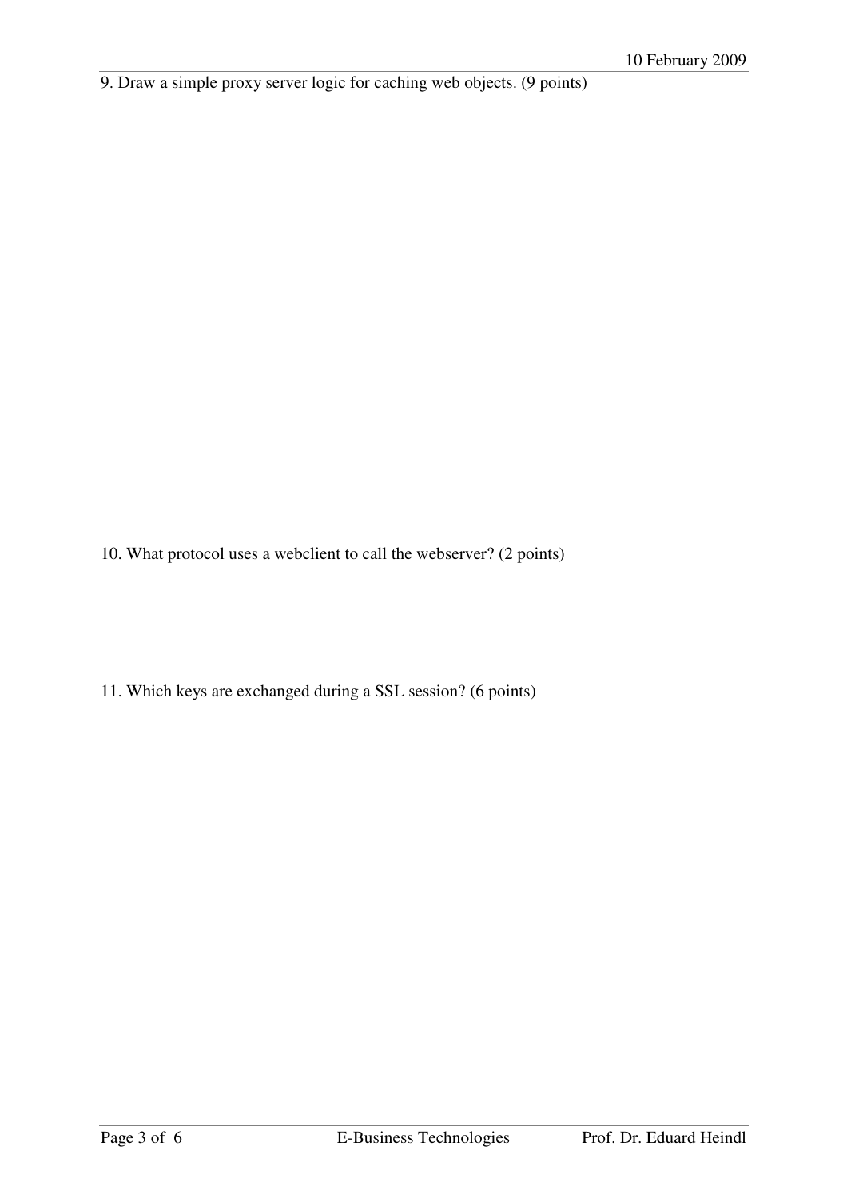9. Draw a simple proxy server logic for caching web objects. (9 points)

10. What protocol uses a webclient to call the webserver? (2 points)

11. Which keys are exchanged during a SSL session? (6 points)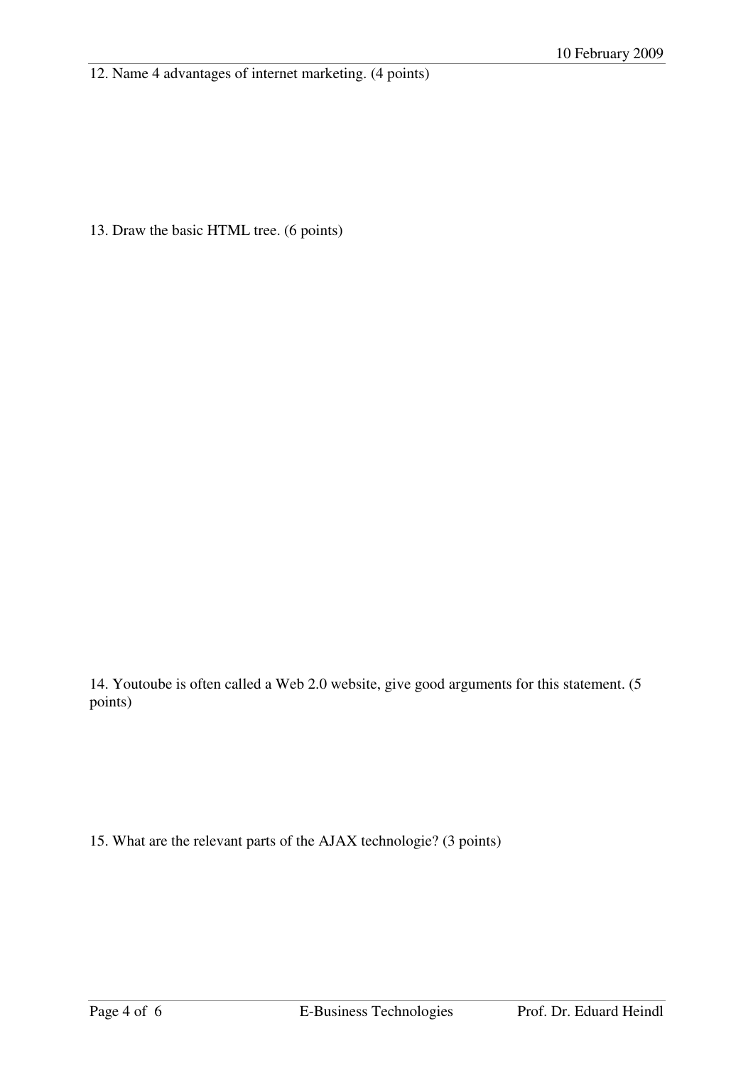12. Name 4 advantages of internet marketing. (4 points)

13. Draw the basic HTML tree. (6 points)

14. Youtoube is often called a Web 2.0 website, give good arguments for this statement. (5 points)

15. What are the relevant parts of the AJAX technologie? (3 points)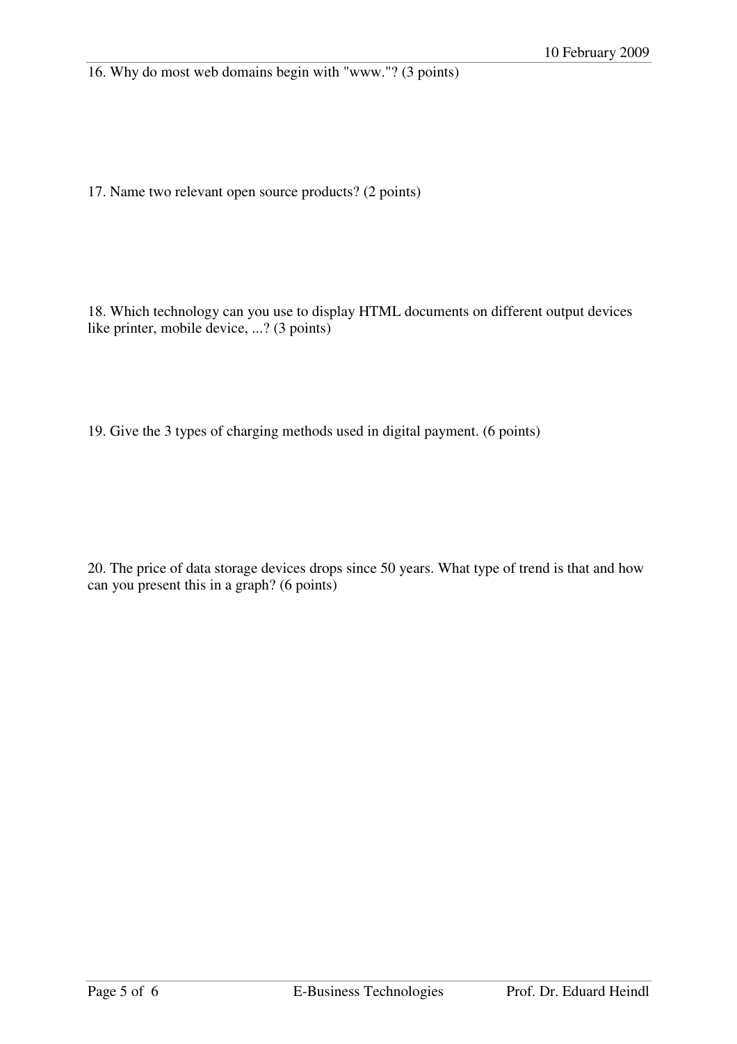16. Why do most web domains begin with "www."? (3 points)

17. Name two relevant open source products? (2 points)

18. Which technology can you use to display HTML documents on different output devices like printer, mobile device, ...? (3 points)

19. Give the 3 types of charging methods used in digital payment. (6 points)

20. The price of data storage devices drops since 50 years. What type of trend is that and how can you present this in a graph? (6 points)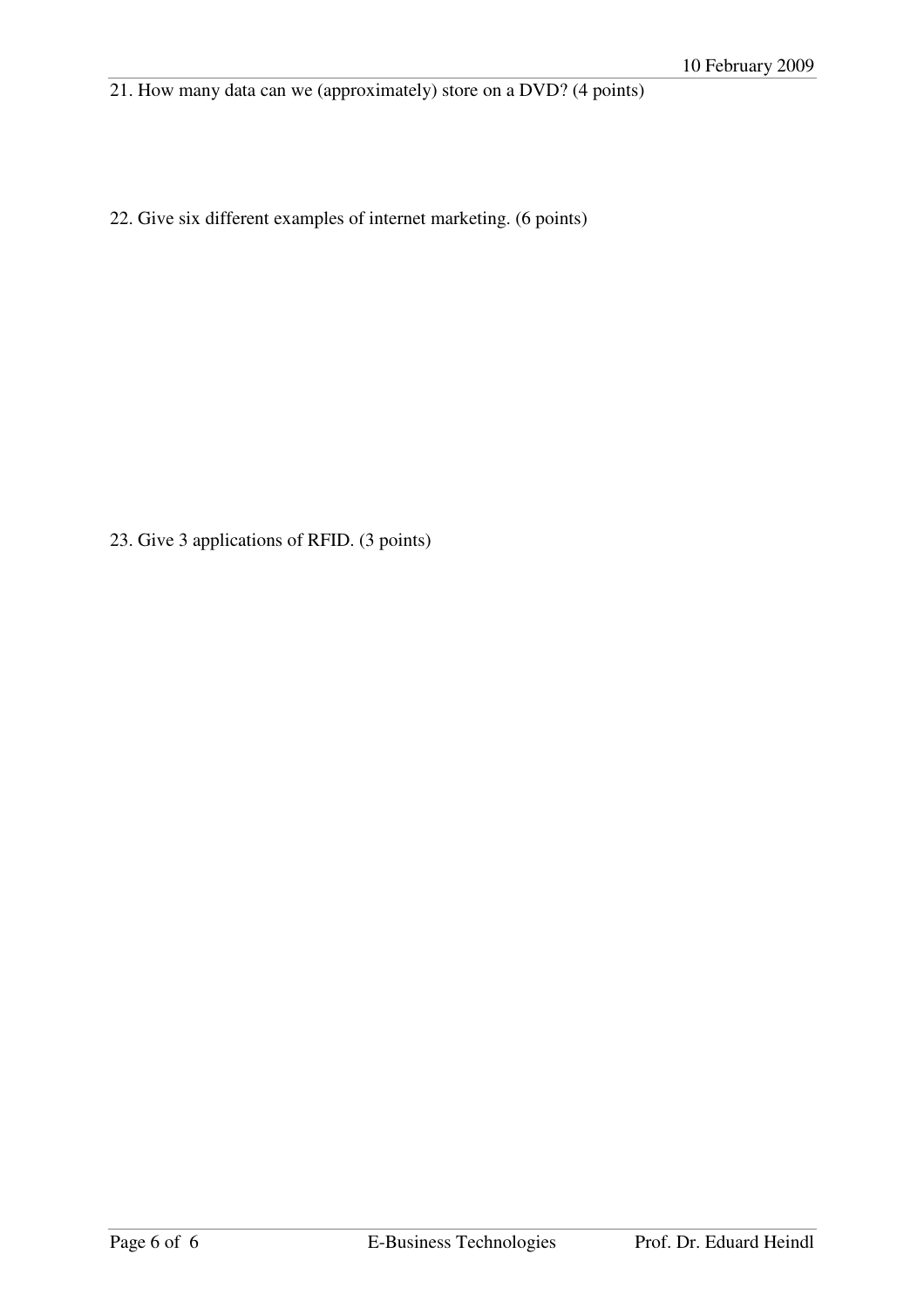21. How many data can we (approximately) store on a DVD? (4 points)

22. Give six different examples of internet marketing. (6 points)

23. Give 3 applications of RFID. (3 points)